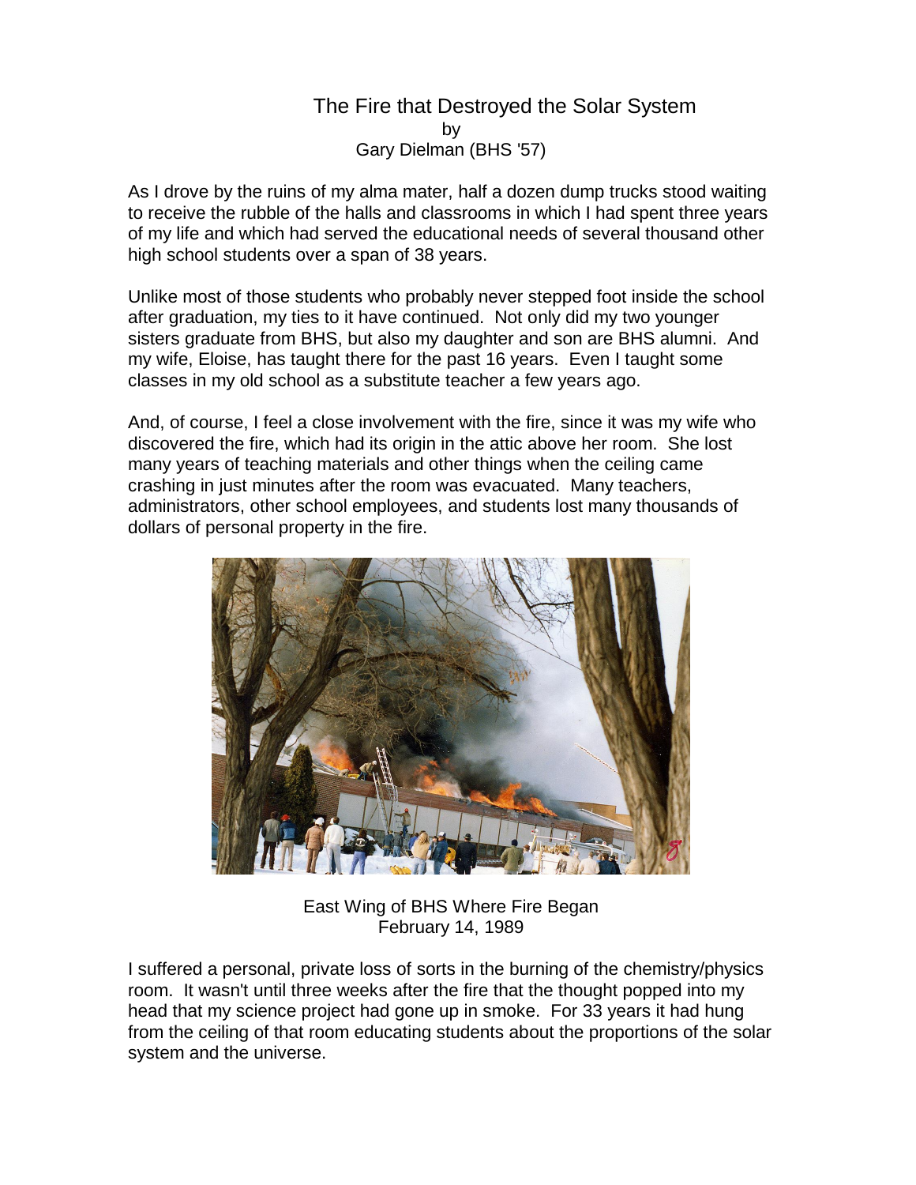# The Fire that Destroyed the Solar System

by

Gary Dielman (BHS '57)

As I drove by the ruins of my alma mater, half a dozen dump trucks stood waiting to receive the rubble of the halls and classrooms in which I had spent three years of my life and which had served the educational needs of several thousand other high school students over a span of 38 years.

Unlike most of those students who probably never stepped foot inside the school after graduation, my ties to it have continued. Not only did my two younger sisters graduate from BHS, but also my daughter and son are BHS alumni. And my wife, Eloise, has taught there for the past 16 years. Even I taught some classes in my old school as a substitute teacher a few years ago.

And, of course, I feel a close involvement with the fire, since it was my wife who discovered the fire, which had its origin in the attic above her room. She lost many years of teaching materials and other things when the ceiling came crashing in just minutes after the room was evacuated. Many teachers, administrators, other school employees, and students lost many thousands of dollars of personal property in the fire.

East Wing of BHS Where Fire Began
February 14, 1989

I suffered a personal, private loss of sorts in the burning of the chemistry/physics room. It wasn't until three weeks after the fire that the thought popped into my head that my science project had gone up in smoke. For 33 years it had hung from the ceiling of that room educating students about the proportions of the solar system and the universe.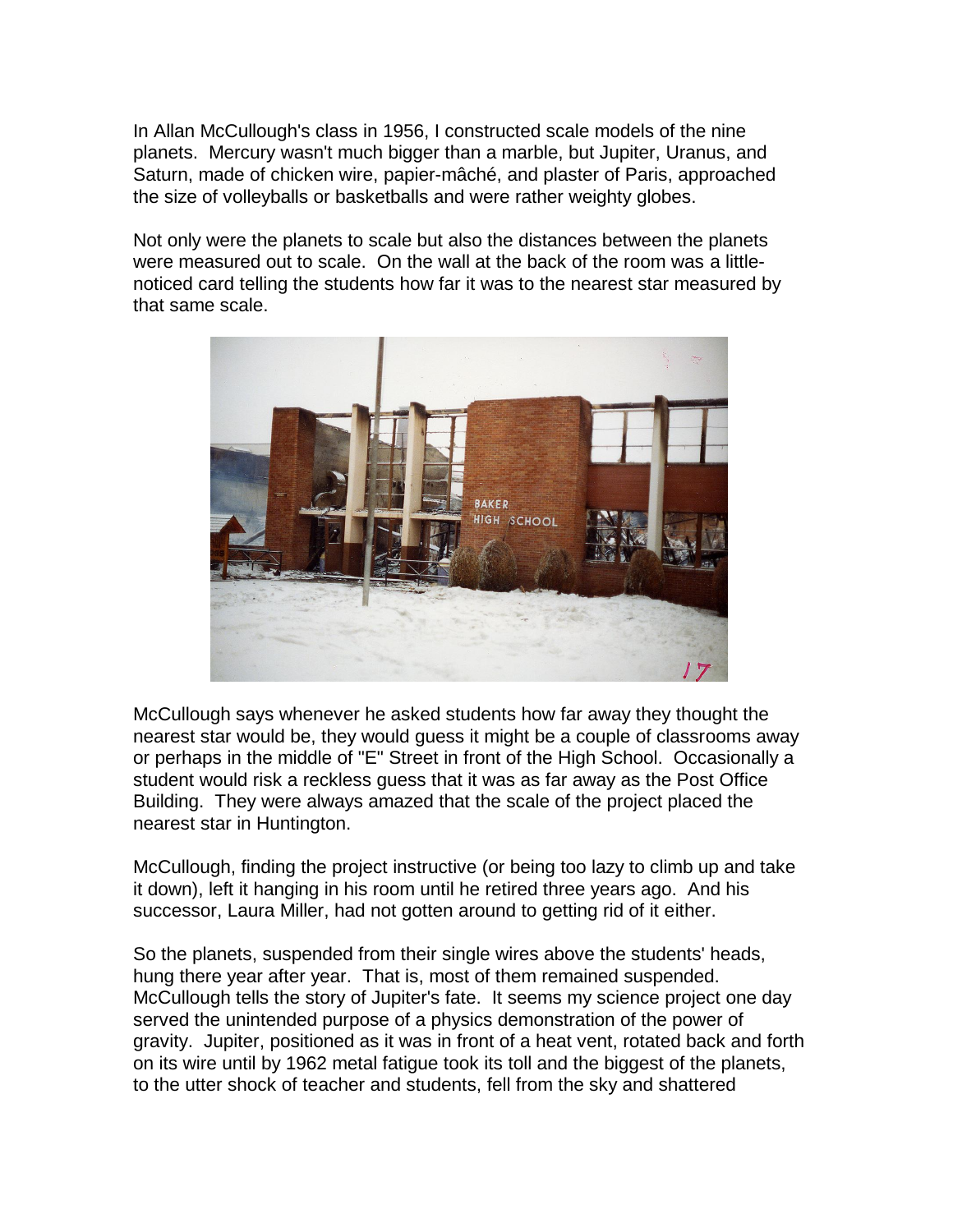In Allan McCullough's class in 1956, I constructed scale models of the nine planets. Mercury wasn't much bigger than a marble, but Jupiter, Uranus, and Saturn, made of chicken wire, papier-mâché, and plaster of Paris, approached the size of volleyballs or basketballs and were rather weighty globes.

Not only were the planets to scale but also the distances between the planets were measured out to scale. On the wall at the back of the room was a little-noticed card telling the students how far it was to the nearest star measured by that same scale.

McCullough says whenever he asked students how far away they thought the nearest star would be, they would guess it might be a couple of classrooms away or perhaps in the middle of "E" Street in front of the High School. Occasionally a student would risk a reckless guess that it was as far away as the Post Office Building. They were always amazed that the scale of the project placed the nearest star in Huntington.

McCullough, finding the project instructive (or being too lazy to climb up and take it down), left it hanging in his room until he retired three years ago. And his successor, Laura Miller, had not gotten around to getting rid of it either.

So the planets, suspended from their single wires above the students' heads, hung there year after year. That is, most of them remained suspended. McCullough tells the story of Jupiter's fate. It seems my science project one day served the unintended purpose of a physics demonstration of the power of gravity. Jupiter, positioned as it was in front of a heat vent, rotated back and forth on its wire until by 1962 metal fatigue took its toll and the biggest of the planets, to the utter shock of teacher and students, fell from the sky and shattered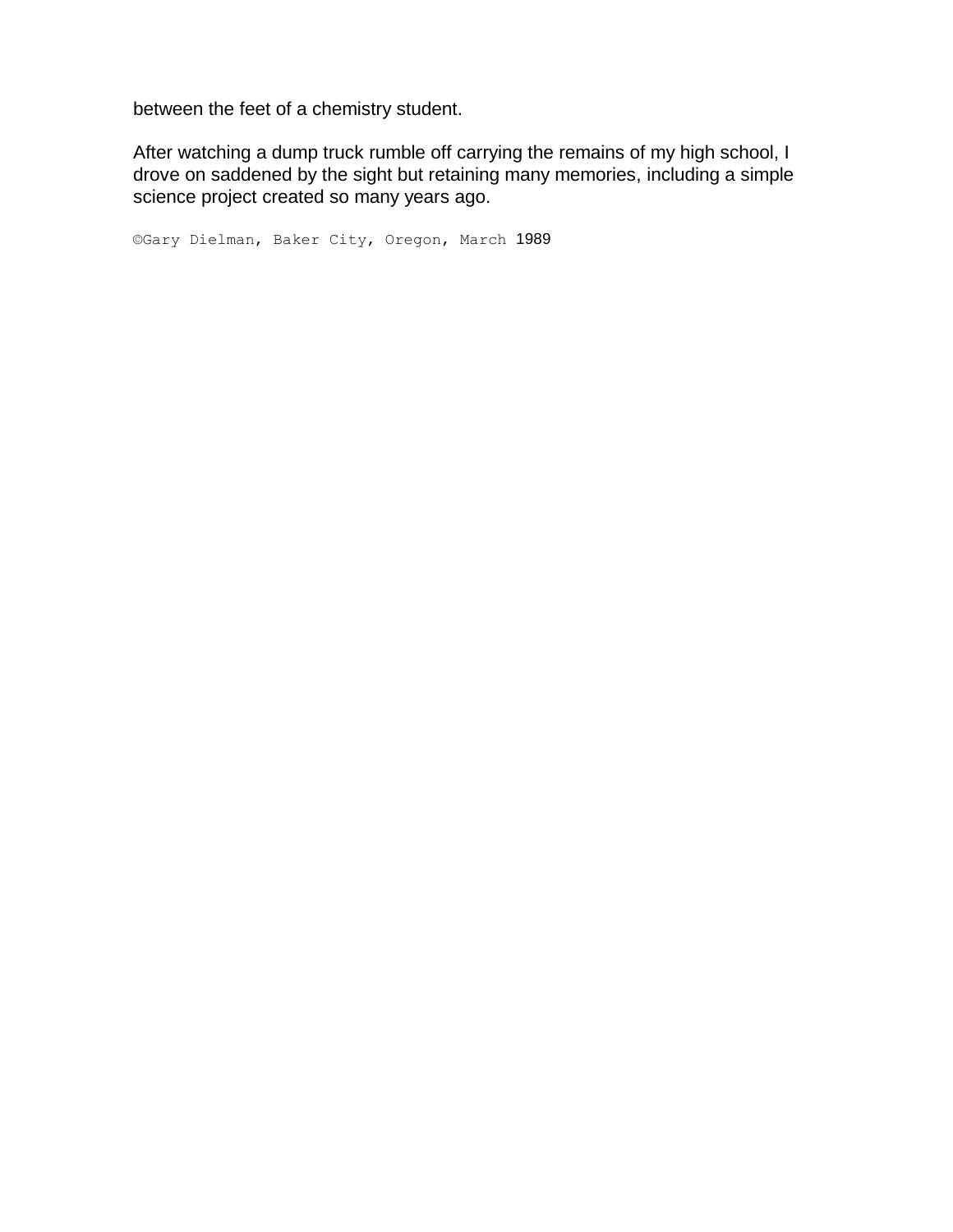between the feet of a chemistry student.

After watching a dump truck rumble off carrying the remains of my high school, I drove on saddened by the sight but retaining many memories, including a simple science project created so many years ago.

©Gary Dielman, Baker City, Oregon, March 1989